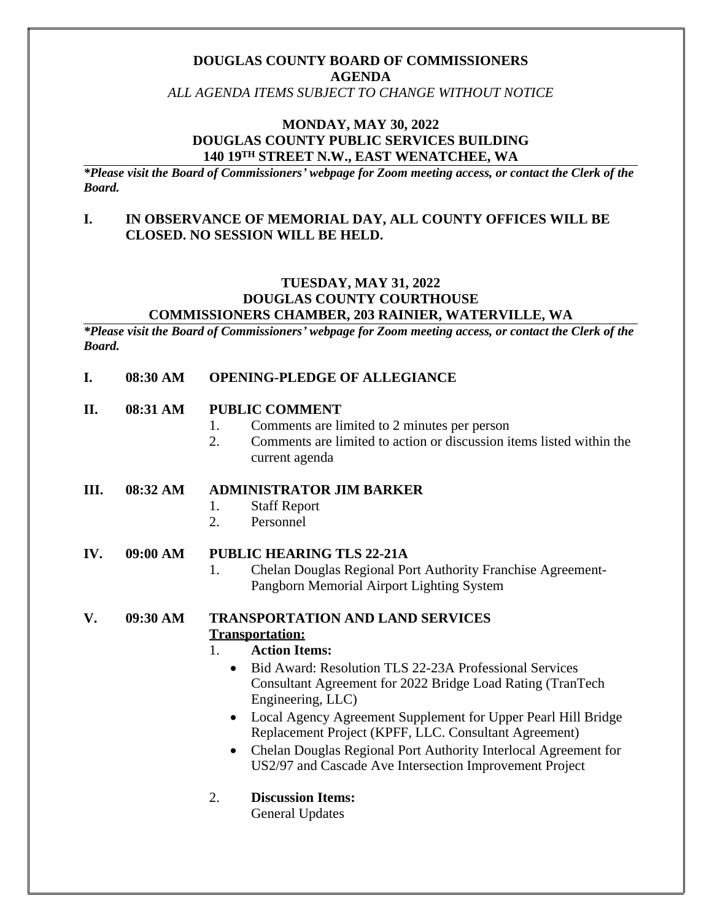# DOUGLAS COUNTY BOARD OF COMMISSIONERS
## AGENDA

*ALL AGENDA ITEMS SUBJECT TO CHANGE WITHOUT NOTICE*

## MONDAY, MAY 30, 2022
## DOUGLAS COUNTY PUBLIC SERVICES BUILDING
## 140 19TH STREET N.W., EAST WENATCHEE, WA

***Please visit the Board of Commissioners' webpage for Zoom meeting access, or contact the Clerk of the Board.***

**I. IN OBSERVANCE OF MEMORIAL DAY, ALL COUNTY OFFICES WILL BE CLOSED. NO SESSION WILL BE HELD.**

## TUESDAY, MAY 31, 2022
## DOUGLAS COUNTY COURTHOUSE
## COMMISSIONERS CHAMBER, 203 RAINIER, WATERVILLE, WA

***Please visit the Board of Commissioners' webpage for Zoom meeting access, or contact the Clerk of the Board.***

**I. 08:30 AM OPENING-PLEDGE OF ALLEGIANCE**

**II. 08:31 AM PUBLIC COMMENT**

1. Comments are limited to 2 minutes per person
2. Comments are limited to action or discussion items listed within the current agenda

**III. 08:32 AM ADMINISTRATOR JIM BARKER**

1. Staff Report
2. Personnel

**IV. 09:00 AM PUBLIC HEARING TLS 22-21A**

1. Chelan Douglas Regional Port Authority Franchise Agreement-Pangborn Memorial Airport Lighting System

**V. 09:30 AM TRANSPORTATION AND LAND SERVICES**

**Transportation:**

1. **Action Items:**
   - Bid Award: Resolution TLS 22-23A Professional Services Consultant Agreement for 2022 Bridge Load Rating (TranTech Engineering, LLC)
   - Local Agency Agreement Supplement for Upper Pearl Hill Bridge Replacement Project (KPFF, LLC. Consultant Agreement)
   - Chelan Douglas Regional Port Authority Interlocal Agreement for US2/97 and Cascade Ave Intersection Improvement Project

2. **Discussion Items:**
   General Updates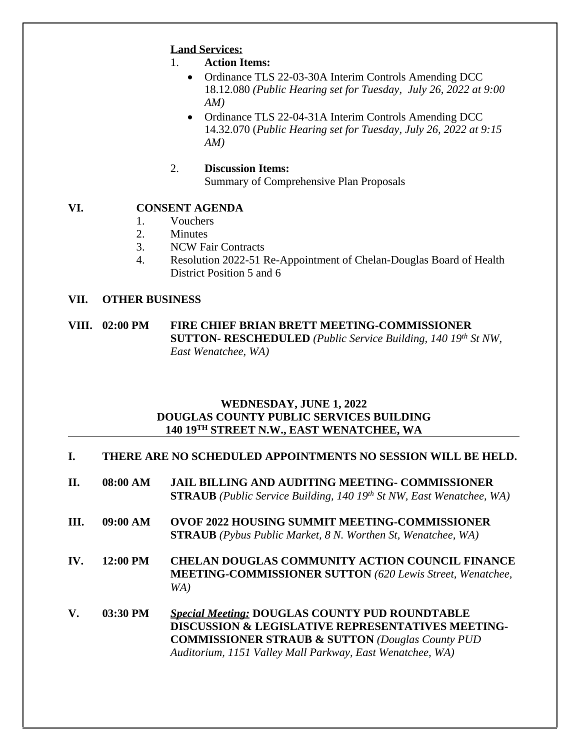**Land Services:**

1. **Action Items:**
   - Ordinance TLS 22-03-30A Interim Controls Amending DCC 18.12.080 *(Public Hearing set for Tuesday, July 26, 2022 at 9:00 AM)*
   - Ordinance TLS 22-04-31A Interim Controls Amending DCC 14.32.070 (*Public Hearing set for Tuesday, July 26, 2022 at 9:15 AM)*

2. **Discussion Items:**
   Summary of Comprehensive Plan Proposals

**VI. CONSENT AGENDA**

1. Vouchers
2. Minutes
3. NCW Fair Contracts
4. Resolution 2022-51 Re-Appointment of Chelan-Douglas Board of Health District Position 5 and 6

**VII. OTHER BUSINESS**

**VIII. 02:00 PM FIRE CHIEF BRIAN BRETT MEETING-COMMISSIONER SUTTON- RESCHEDULED** *(Public Service Building, 140 19th St NW, East Wenatchee, WA)*

## WEDNESDAY, JUNE 1, 2022
## DOUGLAS COUNTY PUBLIC SERVICES BUILDING
## 140 19TH STREET N.W., EAST WENATCHEE, WA

---

**I. THERE ARE NO SCHEDULED APPOINTMENTS NO SESSION WILL BE HELD.**

**II. 08:00 AM JAIL BILLING AND AUDITING MEETING- COMMISSIONER STRAUB** *(Public Service Building, 140 19th St NW, East Wenatchee, WA)*

**III. 09:00 AM OVOF 2022 HOUSING SUMMIT MEETING-COMMISSIONER STRAUB** *(Pybus Public Market, 8 N. Worthen St, Wenatchee, WA)*

**IV. 12:00 PM CHELAN DOUGLAS COMMUNITY ACTION COUNCIL FINANCE MEETING-COMMISSIONER SUTTON** *(620 Lewis Street, Wenatchee, WA)*

**V. 03:30 PM** ***Special Meeting:*** **DOUGLAS COUNTY PUD ROUNDTABLE DISCUSSION & LEGISLATIVE REPRESENTATIVES MEETING-COMMISSIONER STRAUB & SUTTON** *(Douglas County PUD Auditorium, 1151 Valley Mall Parkway, East Wenatchee, WA)*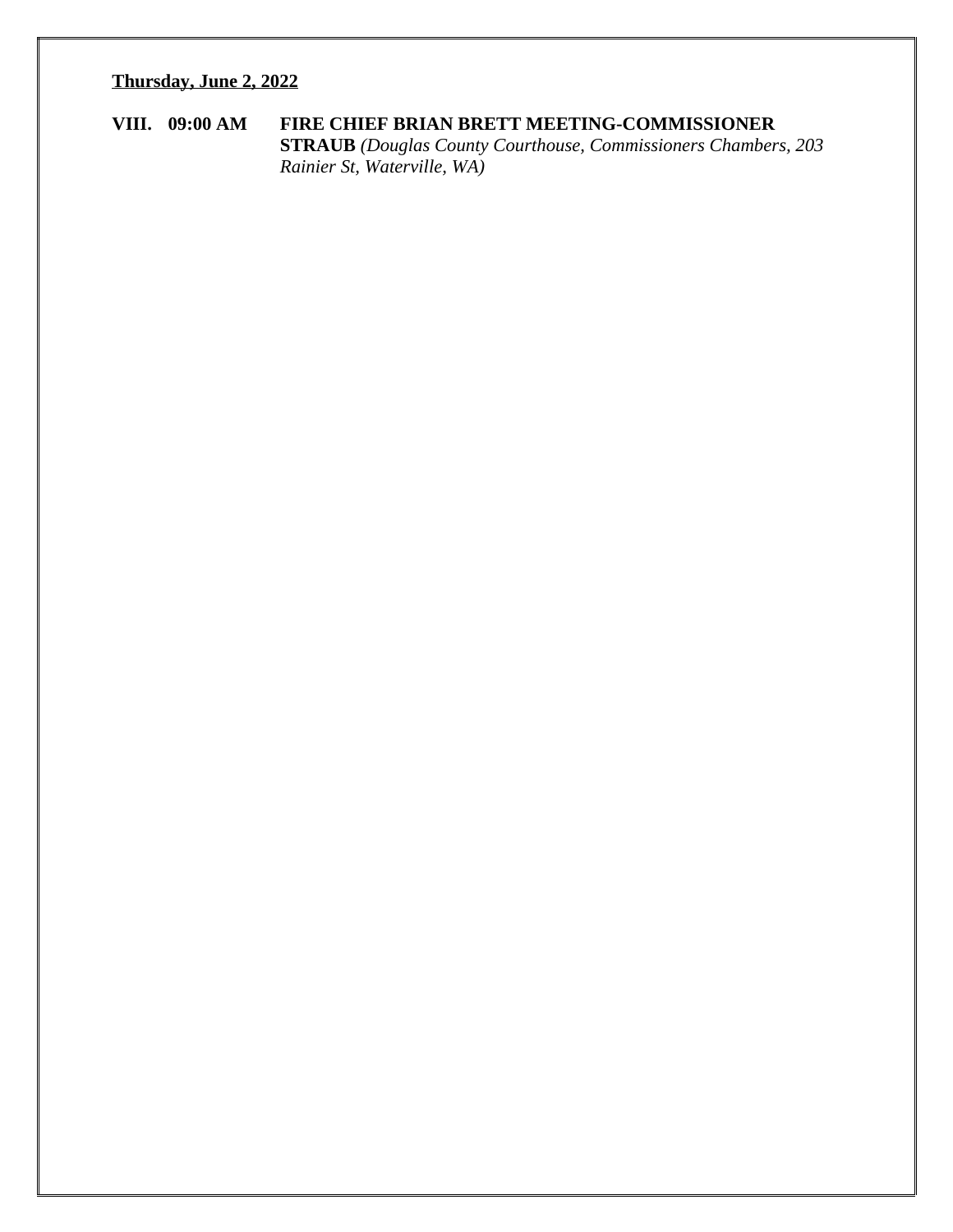**<u>Thursday, June 2, 2022</u>**

**VIII. 09:00 AM FIRE CHIEF BRIAN BRETT MEETING-COMMISSIONER STRAUB** *(Douglas County Courthouse, Commissioners Chambers, 203 Rainier St, Waterville, WA)*